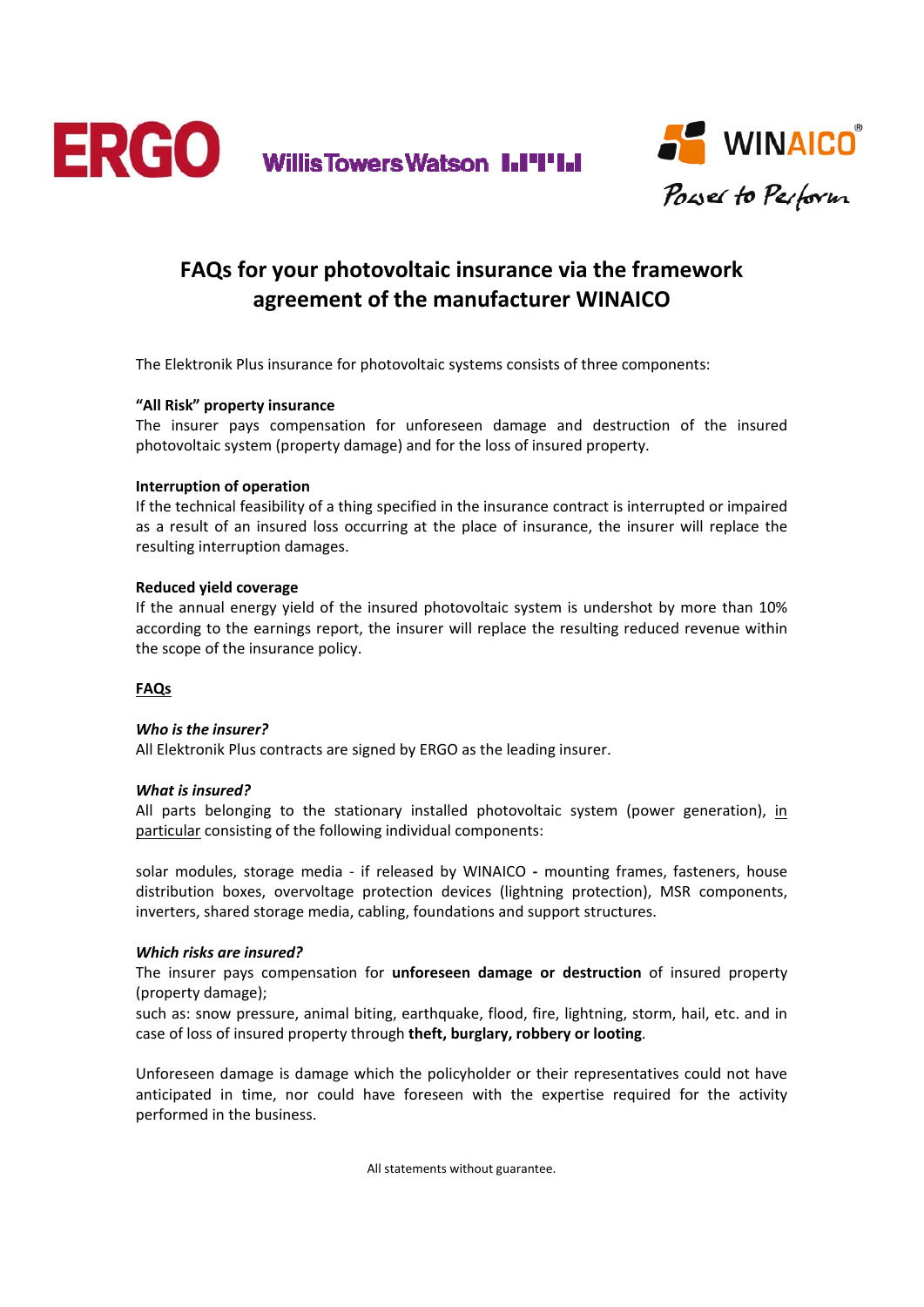# FAQs for your photovoltaic insurance via the framework agreement of the manufacturer WINAICO

The Elektronik Plus insurance for photovoltaic systems consists of three components:

**“All Risk” property insurance**
The insurer pays compensation for unforeseen damage and destruction of the insured photovoltaic system (property damage) and for the loss of insured property.

**Interruption of operation**
If the technical feasibility of a thing specified in the insurance contract is interrupted or impaired as a result of an insured loss occurring at the place of insurance, the insurer will replace the resulting interruption damages.

**Reduced yield coverage**
If the annual energy yield of the insured photovoltaic system is undershot by more than 10% according to the earnings report, the insurer will replace the resulting reduced revenue within the scope of the insurance policy.

## FAQs

***Who is the insurer?***
All Elektronik Plus contracts are signed by ERGO as the leading insurer.

***What is insured?***
All parts belonging to the stationary installed photovoltaic system (power generation), in particular consisting of the following individual components:

solar modules, storage media - if released by WINAICO **-** mounting frames, fasteners, house distribution boxes, overvoltage protection devices (lightning protection), MSR components, inverters, shared storage media, cabling, foundations and support structures.

***Which risks are insured?***
The insurer pays compensation for **unforeseen damage or destruction** of insured property (property damage);
such as: snow pressure, animal biting, earthquake, flood, fire, lightning, storm, hail, etc. and in case of loss of insured property through **theft, burglary, robbery or looting**.

Unforeseen damage is damage which the policyholder or their representatives could not have anticipated in time, nor could have foreseen with the expertise required for the activity performed in the business.

All statements without guarantee.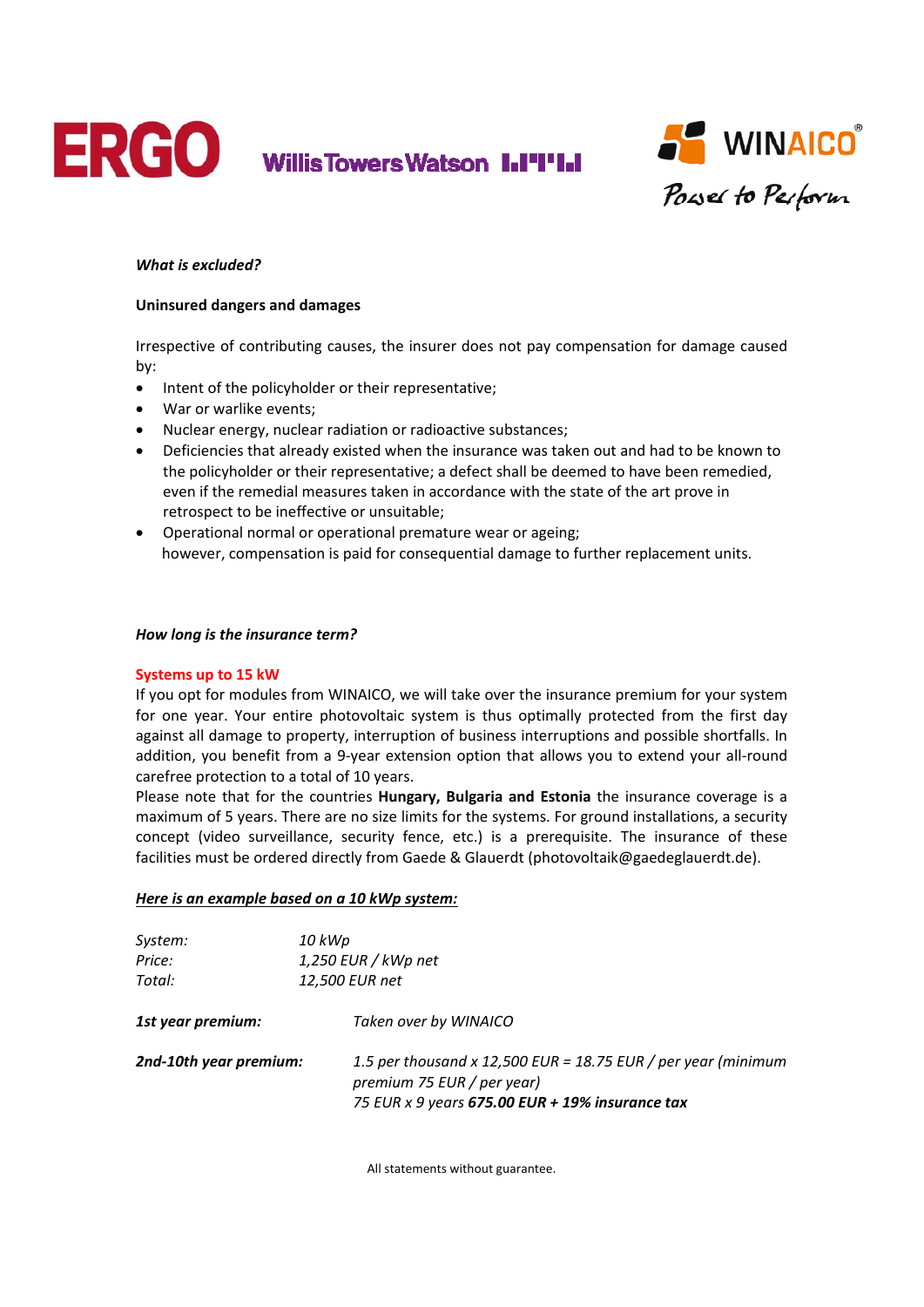*What is excluded?*

**Uninsured dangers and damages**

Irrespective of contributing causes, the insurer does not pay compensation for damage caused by:

- Intent of the policyholder or their representative;
- War or warlike events;
- Nuclear energy, nuclear radiation or radioactive substances;
- Deficiencies that already existed when the insurance was taken out and had to be known to the policyholder or their representative; a defect shall be deemed to have been remedied, even if the remedial measures taken in accordance with the state of the art prove in retrospect to be ineffective or unsuitable;
- Operational normal or operational premature wear or ageing; however, compensation is paid for consequential damage to further replacement units.

*How long is the insurance term?*

**Systems up to 15 kW**

If you opt for modules from WINAICO, we will take over the insurance premium for your system for one year. Your entire photovoltaic system is thus optimally protected from the first day against all damage to property, interruption of business interruptions and possible shortfalls. In addition, you benefit from a 9-year extension option that allows you to extend your all-round carefree protection to a total of 10 years.

Please note that for the countries **Hungary, Bulgaria and Estonia** the insurance coverage is a maximum of 5 years. There are no size limits for the systems. For ground installations, a security concept (video surveillance, security fence, etc.) is a prerequisite. The insurance of these facilities must be ordered directly from Gaede & Glauerdt (photovoltaik@gaedeglauerdt.de).

***Here is an example based on a 10 kWp system:***

| | |
|---|---|
| *System:* | *10 kWp* |
| *Price:* | *1,250 EUR / kWp net* |
| *Total:* | *12,500 EUR net* |

| | |
|---|---|
| ***1st year premium:*** | *Taken over by WINAICO* |
| ***2nd-10th year premium:*** | *1.5 per thousand x 12,500 EUR = 18.75 EUR / per year (minimum premium 75 EUR / per year)* <br> *75 EUR x 9 years **675.00 EUR + 19% insurance tax*** |

All statements without guarantee.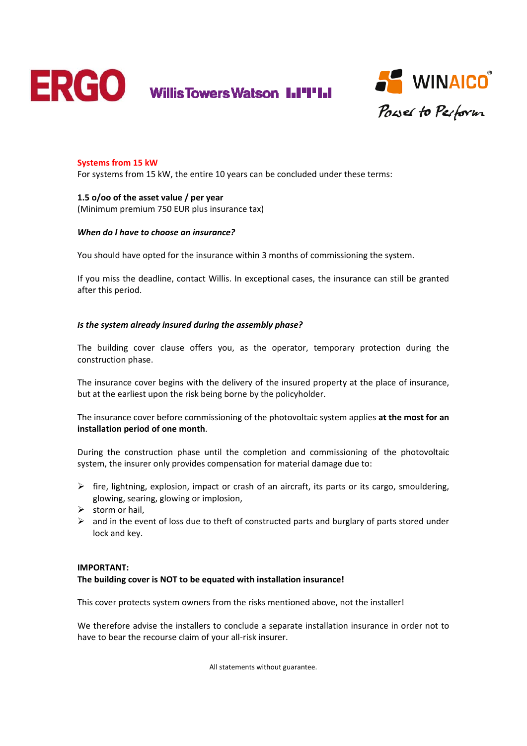**Systems from 15 kW**

For systems from 15 kW, the entire 10 years can be concluded under these terms:

**1.5 o/oo of the asset value / per year**
(Minimum premium 750 EUR plus insurance tax)

***When do I have to choose an insurance?***

You should have opted for the insurance within 3 months of commissioning the system.

If you miss the deadline, contact Willis. In exceptional cases, the insurance can still be granted after this period.

***Is the system already insured during the assembly phase?***

The building cover clause offers you, as the operator, temporary protection during the construction phase.

The insurance cover begins with the delivery of the insured property at the place of insurance, but at the earliest upon the risk being borne by the policyholder.

The insurance cover before commissioning of the photovoltaic system applies **at the most for an installation period of one month**.

During the construction phase until the completion and commissioning of the photovoltaic system, the insurer only provides compensation for material damage due to:

- fire, lightning, explosion, impact or crash of an aircraft, its parts or its cargo, smouldering, glowing, searing, glowing or implosion,
- storm or hail,
- and in the event of loss due to theft of constructed parts and burglary of parts stored under lock and key.

**IMPORTANT:**
**The building cover is NOT to be equated with installation insurance!**

This cover protects system owners from the risks mentioned above, not the installer!

We therefore advise the installers to conclude a separate installation insurance in order not to have to bear the recourse claim of your all-risk insurer.

All statements without guarantee.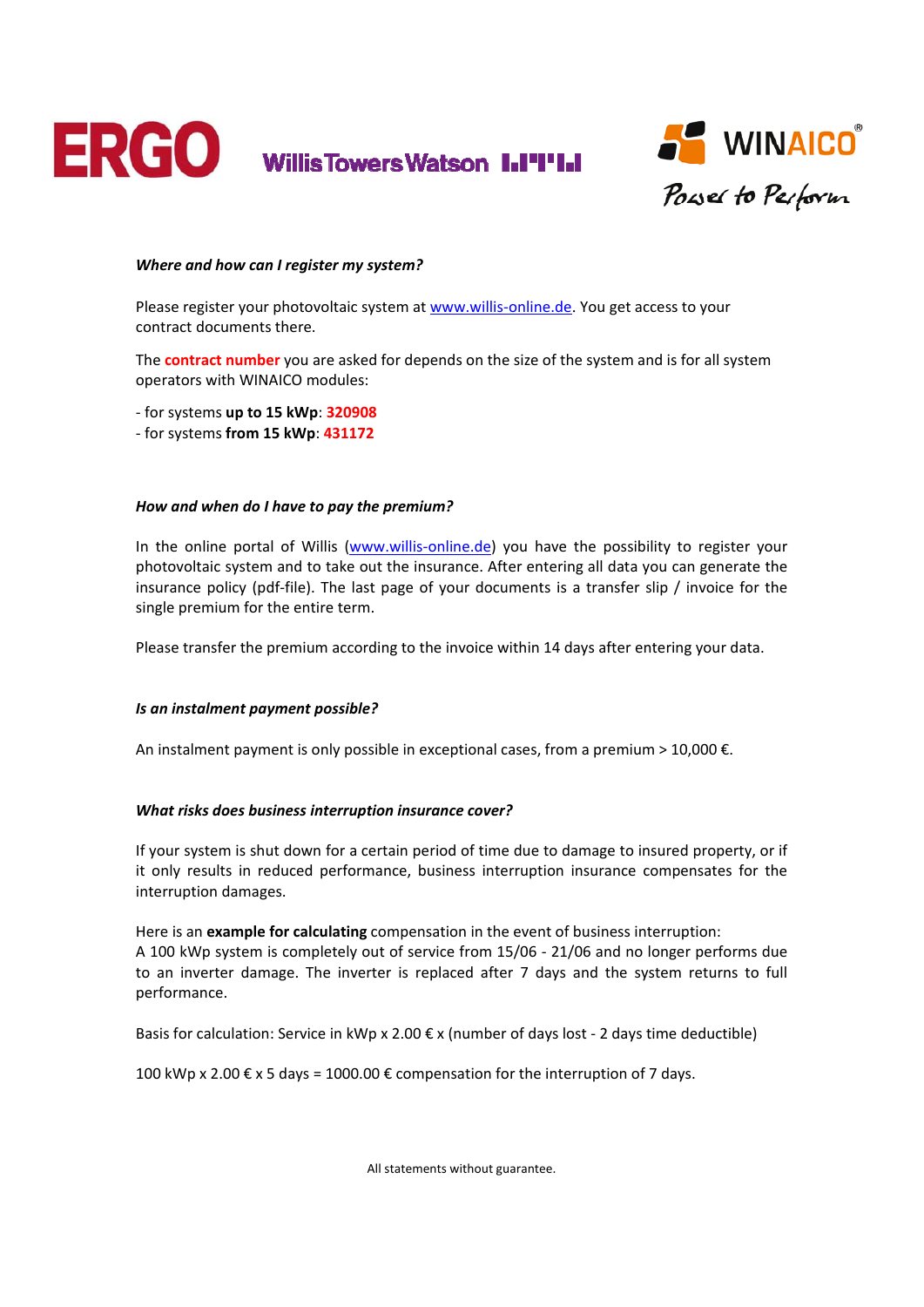***Where and how can I register my system?***

Please register your photovoltaic system at [www.willis-online.de](http://www.willis-online.de). You get access to your contract documents there.

The **contract number** you are asked for depends on the size of the system and is for all system operators with WINAICO modules:

- for systems **up to 15 kWp**: **320908**
- for systems **from 15 kWp**: **431172**

***How and when do I have to pay the premium?***

In the online portal of Willis ([www.willis-online.de](http://www.willis-online.de)) you have the possibility to register your photovoltaic system and to take out the insurance. After entering all data you can generate the insurance policy (pdf-file). The last page of your documents is a transfer slip / invoice for the single premium for the entire term.

Please transfer the premium according to the invoice within 14 days after entering your data.

***Is an instalment payment possible?***

An instalment payment is only possible in exceptional cases, from a premium > 10,000 €.

***What risks does business interruption insurance cover?***

If your system is shut down for a certain period of time due to damage to insured property, or if it only results in reduced performance, business interruption insurance compensates for the interruption damages.

Here is an **example for calculating** compensation in the event of business interruption:
A 100 kWp system is completely out of service from 15/06 - 21/06 and no longer performs due to an inverter damage. The inverter is replaced after 7 days and the system returns to full performance.

Basis for calculation: Service in kWp x 2.00 € x (number of days lost - 2 days time deductible)

100 kWp x 2.00 € x 5 days = 1000.00 € compensation for the interruption of 7 days.

All statements without guarantee.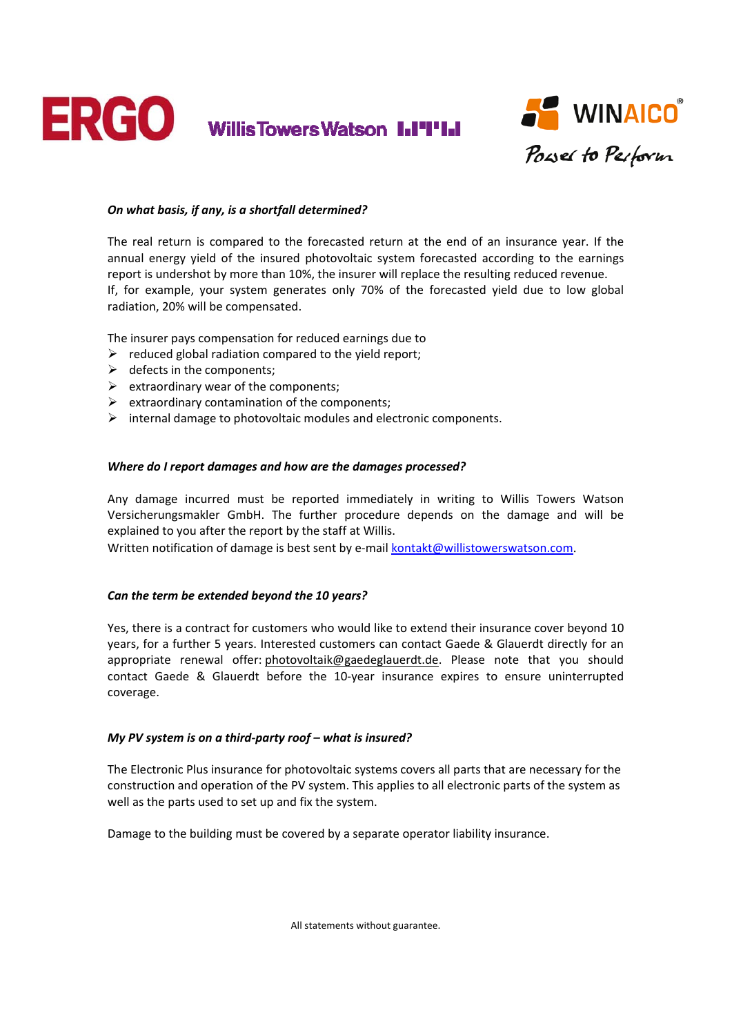***On what basis, if any, is a shortfall determined?***

The real return is compared to the forecasted return at the end of an insurance year. If the annual energy yield of the insured photovoltaic system forecasted according to the earnings report is undershot by more than 10%, the insurer will replace the resulting reduced revenue.
If, for example, your system generates only 70% of the forecasted yield due to low global radiation, 20% will be compensated.

The insurer pays compensation for reduced earnings due to

- reduced global radiation compared to the yield report;
- defects in the components;
- extraordinary wear of the components;
- extraordinary contamination of the components;
- internal damage to photovoltaic modules and electronic components.

***Where do I report damages and how are the damages processed?***

Any damage incurred must be reported immediately in writing to Willis Towers Watson Versicherungsmakler GmbH. The further procedure depends on the damage and will be explained to you after the report by the staff at Willis.
Written notification of damage is best sent by e-mail kontakt@willistowerswatson.com.

***Can the term be extended beyond the 10 years?***

Yes, there is a contract for customers who would like to extend their insurance cover beyond 10 years, for a further 5 years. Interested customers can contact Gaede & Glauerdt directly for an appropriate renewal offer: photovoltaik@gaedeglauerdt.de. Please note that you should contact Gaede & Glauerdt before the 10-year insurance expires to ensure uninterrupted coverage.

***My PV system is on a third-party roof – what is insured?***

The Electronic Plus insurance for photovoltaic systems covers all parts that are necessary for the construction and operation of the PV system. This applies to all electronic parts of the system as well as the parts used to set up and fix the system.

Damage to the building must be covered by a separate operator liability insurance.

All statements without guarantee.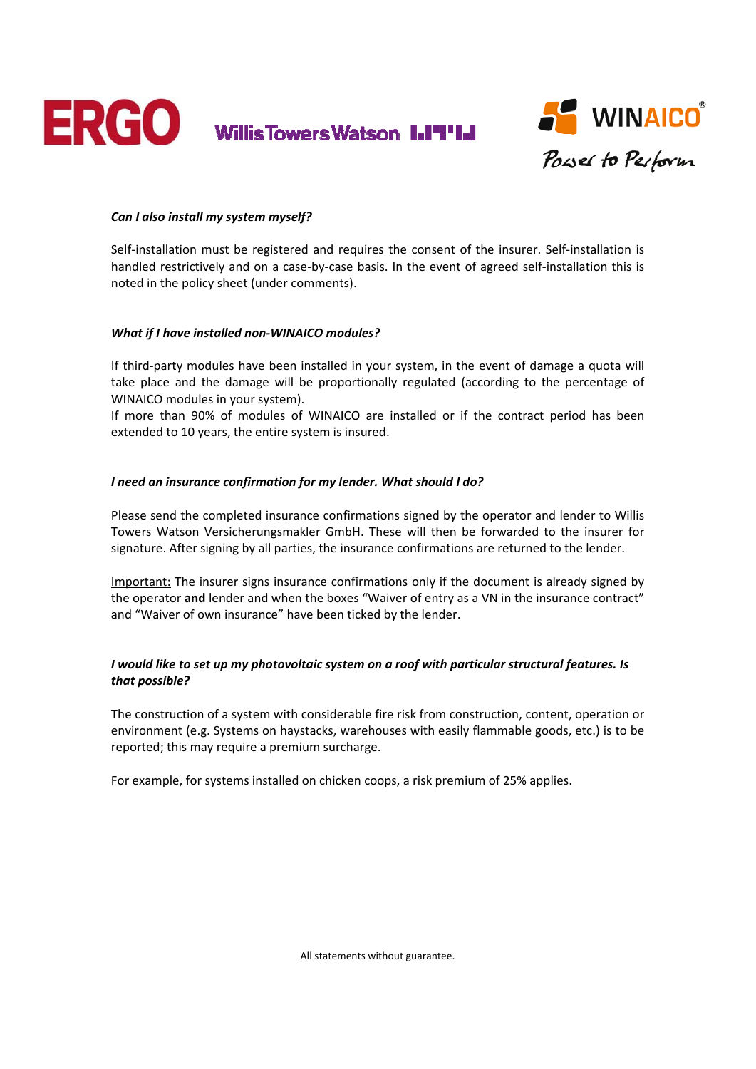***Can I also install my system myself?***

Self-installation must be registered and requires the consent of the insurer. Self-installation is handled restrictively and on a case-by-case basis. In the event of agreed self-installation this is noted in the policy sheet (under comments).

***What if I have installed non-WINAICO modules?***

If third-party modules have been installed in your system, in the event of damage a quota will take place and the damage will be proportionally regulated (according to the percentage of WINAICO modules in your system).
If more than 90% of modules of WINAICO are installed or if the contract period has been extended to 10 years, the entire system is insured.

***I need an insurance confirmation for my lender. What should I do?***

Please send the completed insurance confirmations signed by the operator and lender to Willis Towers Watson Versicherungsmakler GmbH. These will then be forwarded to the insurer for signature. After signing by all parties, the insurance confirmations are returned to the lender.

Important: The insurer signs insurance confirmations only if the document is already signed by the operator **and** lender and when the boxes "Waiver of entry as a VN in the insurance contract" and "Waiver of own insurance" have been ticked by the lender.

***I would like to set up my photovoltaic system on a roof with particular structural features. Is that possible?***

The construction of a system with considerable fire risk from construction, content, operation or environment (e.g. Systems on haystacks, warehouses with easily flammable goods, etc.) is to be reported; this may require a premium surcharge.

For example, for systems installed on chicken coops, a risk premium of 25% applies.

All statements without guarantee.